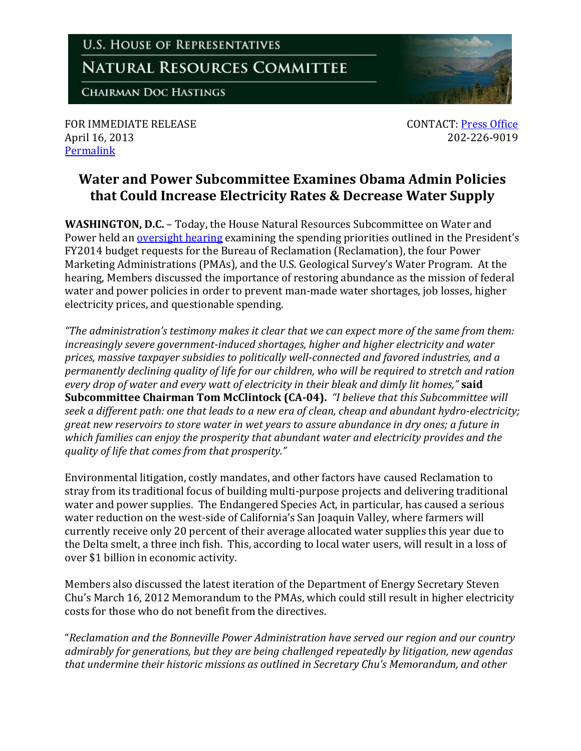U.S. HOUSE OF REPRESENTATIVES

NATURAL RESOURCES COMMITTEE

CHAIRMAN DOC HASTINGS

FOR IMMEDIATE RELEASE
April 16, 2013
Permalink

CONTACT: Press Office
202-226-9019

## Water and Power Subcommittee Examines Obama Admin Policies that Could Increase Electricity Rates & Decrease Water Supply

**WASHINGTON, D.C.** – Today, the House Natural Resources Subcommittee on Water and Power held an oversight hearing examining the spending priorities outlined in the President's FY2014 budget requests for the Bureau of Reclamation (Reclamation), the four Power Marketing Administrations (PMAs), and the U.S. Geological Survey's Water Program. At the hearing, Members discussed the importance of restoring abundance as the mission of federal water and power policies in order to prevent man-made water shortages, job losses, higher electricity prices, and questionable spending.

*"The administration's testimony makes it clear that we can expect more of the same from them: increasingly severe government-induced shortages, higher and higher electricity and water prices, massive taxpayer subsidies to politically well-connected and favored industries, and a permanently declining quality of life for our children, who will be required to stretch and ration every drop of water and every watt of electricity in their bleak and dimly lit homes,"* **said Subcommittee Chairman Tom McClintock (CA-04).** *"I believe that this Subcommittee will seek a different path: one that leads to a new era of clean, cheap and abundant hydro-electricity; great new reservoirs to store water in wet years to assure abundance in dry ones; a future in which families can enjoy the prosperity that abundant water and electricity provides and the quality of life that comes from that prosperity."*

Environmental litigation, costly mandates, and other factors have caused Reclamation to stray from its traditional focus of building multi-purpose projects and delivering traditional water and power supplies. The Endangered Species Act, in particular, has caused a serious water reduction on the west-side of California's San Joaquin Valley, where farmers will currently receive only 20 percent of their average allocated water supplies this year due to the Delta smelt, a three inch fish. This, according to local water users, will result in a loss of over $1 billion in economic activity.

Members also discussed the latest iteration of the Department of Energy Secretary Steven Chu's March 16, 2012 Memorandum to the PMAs, which could still result in higher electricity costs for those who do not benefit from the directives.

"*Reclamation and the Bonneville Power Administration have served our region and our country admirably for generations, but they are being challenged repeatedly by litigation, new agendas that undermine their historic missions as outlined in Secretary Chu's Memorandum, and other*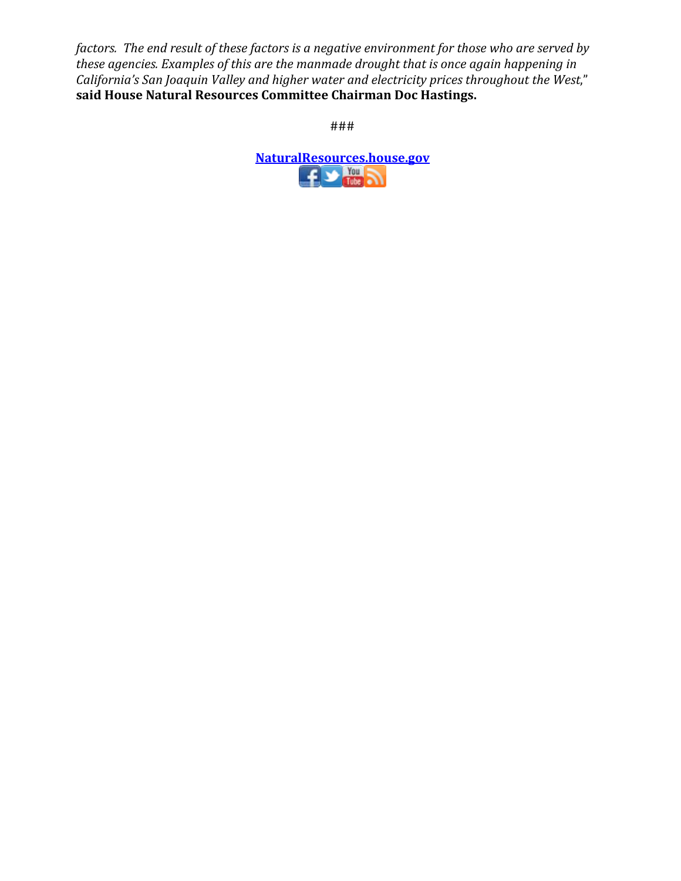*factors. The end result of these factors is a negative environment for those who are served by these agencies. Examples of this are the manmade drought that is once again happening in California's San Joaquin Valley and higher water and electricity prices throughout the West,"* **said House Natural Resources Committee Chairman Doc Hastings.**

###

**NaturalResources.house.gov**